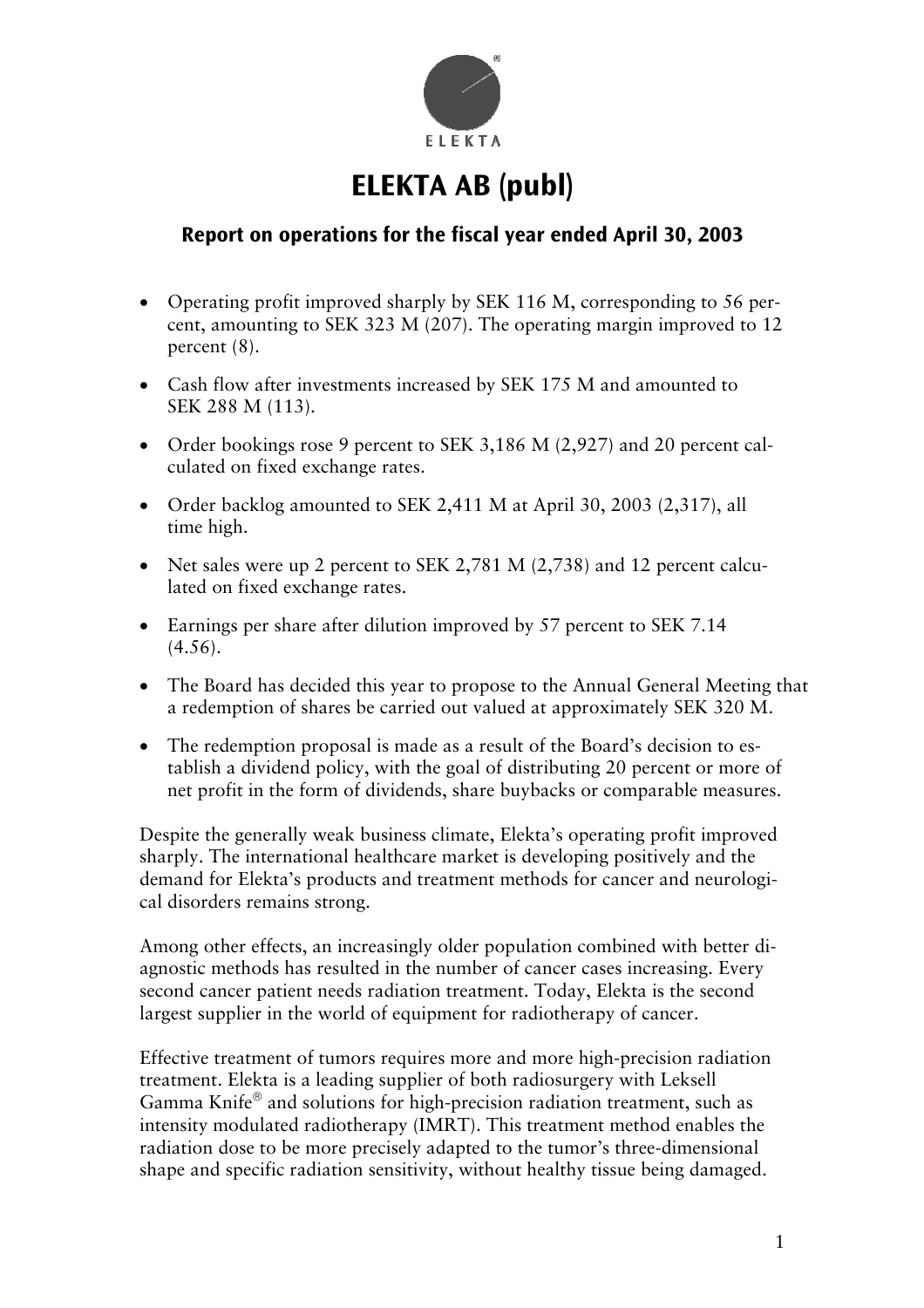# ELEKTA AB (publ)

## Report on operations for the fiscal year ended April 30, 2003

- Operating profit improved sharply by SEK 116 M, corresponding to 56 percent, amounting to SEK 323 M (207). The operating margin improved to 12 percent (8).
- Cash flow after investments increased by SEK 175 M and amounted to SEK 288 M (113).
- Order bookings rose 9 percent to SEK 3,186 M (2,927) and 20 percent calculated on fixed exchange rates.
- Order backlog amounted to SEK 2,411 M at April 30, 2003 (2,317), all time high.
- Net sales were up 2 percent to SEK 2,781 M (2,738) and 12 percent calculated on fixed exchange rates.
- Earnings per share after dilution improved by 57 percent to SEK 7.14 (4.56).
- The Board has decided this year to propose to the Annual General Meeting that a redemption of shares be carried out valued at approximately SEK 320 M.
- The redemption proposal is made as a result of the Board's decision to establish a dividend policy, with the goal of distributing 20 percent or more of net profit in the form of dividends, share buybacks or comparable measures.

Despite the generally weak business climate, Elekta's operating profit improved sharply. The international healthcare market is developing positively and the demand for Elekta's products and treatment methods for cancer and neurological disorders remains strong.

Among other effects, an increasingly older population combined with better diagnostic methods has resulted in the number of cancer cases increasing. Every second cancer patient needs radiation treatment. Today, Elekta is the second largest supplier in the world of equipment for radiotherapy of cancer.

Effective treatment of tumors requires more and more high-precision radiation treatment. Elekta is a leading supplier of both radiosurgery with Leksell Gamma Knife® and solutions for high-precision radiation treatment, such as intensity modulated radiotherapy (IMRT). This treatment method enables the radiation dose to be more precisely adapted to the tumor's three-dimensional shape and specific radiation sensitivity, without healthy tissue being damaged.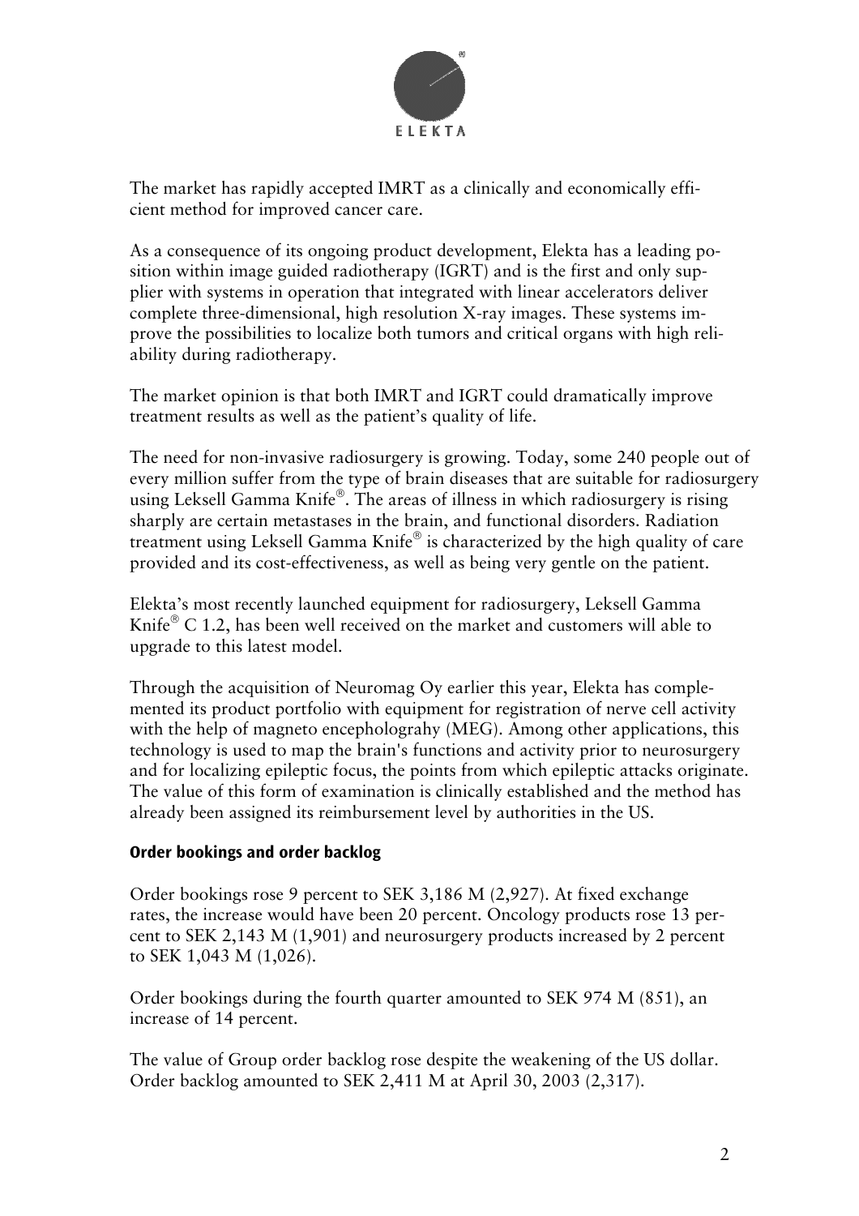The market has rapidly accepted IMRT as a clinically and economically efficient method for improved cancer care.

As a consequence of its ongoing product development, Elekta has a leading position within image guided radiotherapy (IGRT) and is the first and only supplier with systems in operation that integrated with linear accelerators deliver complete three-dimensional, high resolution X-ray images. These systems improve the possibilities to localize both tumors and critical organs with high reliability during radiotherapy.

The market opinion is that both IMRT and IGRT could dramatically improve treatment results as well as the patient's quality of life.

The need for non-invasive radiosurgery is growing. Today, some 240 people out of every million suffer from the type of brain diseases that are suitable for radiosurgery using Leksell Gamma Knife®. The areas of illness in which radiosurgery is rising sharply are certain metastases in the brain, and functional disorders. Radiation treatment using Leksell Gamma Knife® is characterized by the high quality of care provided and its cost-effectiveness, as well as being very gentle on the patient.

Elekta's most recently launched equipment for radiosurgery, Leksell Gamma Knife® C 1.2, has been well received on the market and customers will able to upgrade to this latest model.

Through the acquisition of Neuromag Oy earlier this year, Elekta has complemented its product portfolio with equipment for registration of nerve cell activity with the help of magneto encepholograhy (MEG). Among other applications, this technology is used to map the brain's functions and activity prior to neurosurgery and for localizing epileptic focus, the points from which epileptic attacks originate. The value of this form of examination is clinically established and the method has already been assigned its reimbursement level by authorities in the US.

### Order bookings and order backlog

Order bookings rose 9 percent to SEK 3,186 M (2,927). At fixed exchange rates, the increase would have been 20 percent. Oncology products rose 13 percent to SEK 2,143 M (1,901) and neurosurgery products increased by 2 percent to SEK 1,043 M (1,026).

Order bookings during the fourth quarter amounted to SEK 974 M (851), an increase of 14 percent.

The value of Group order backlog rose despite the weakening of the US dollar. Order backlog amounted to SEK 2,411 M at April 30, 2003 (2,317).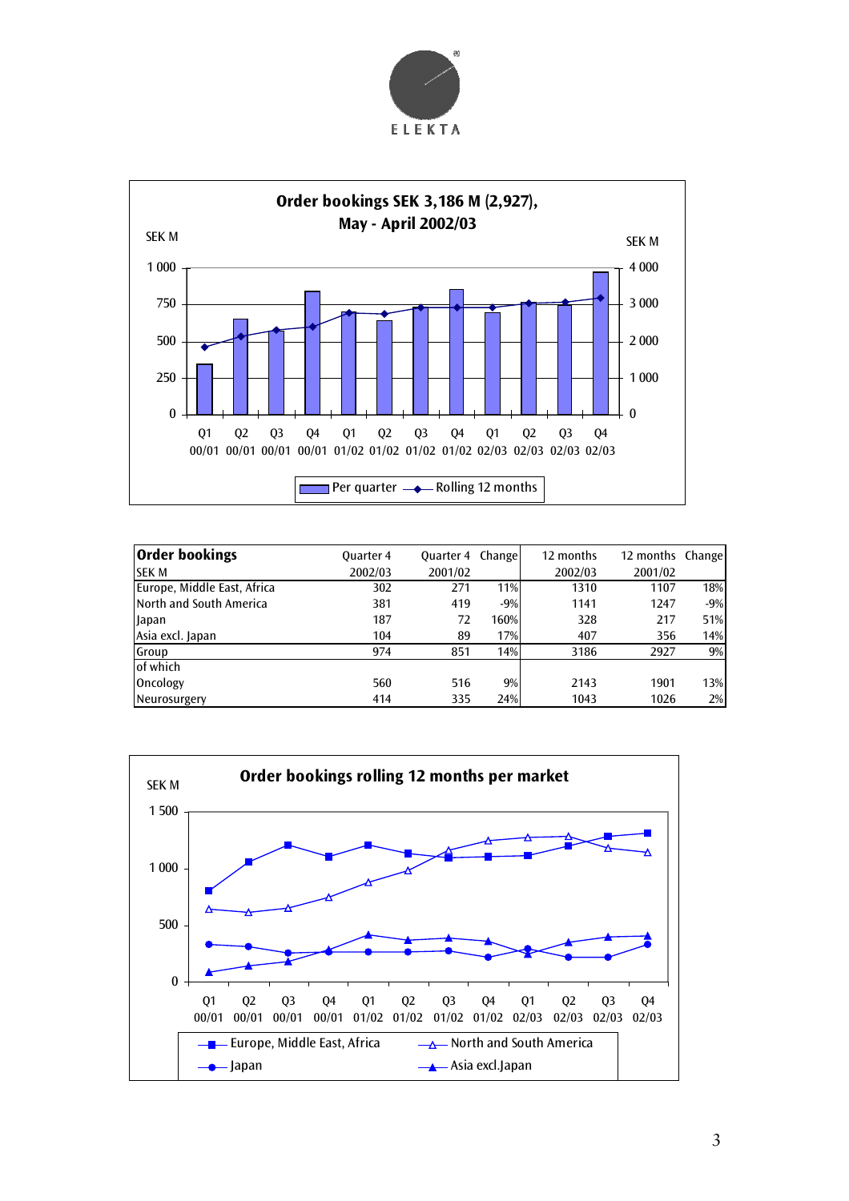ELEKTA

**Order bookings SEK 3,186 M (2,927), May - April 2002/03**

SEK M

Per quarter — Rolling 12 months

Q1 00/01, Q2 00/01, Q3 00/01, Q4 00/01, Q1 01/02, Q2 01/02, Q3 01/02, Q4 01/02, Q1 02/03, Q2 02/03, Q3 02/03, Q4 02/03

| Order bookings<br>SEK M | Quarter 4<br>2002/03 | Quarter 4<br>2001/02 | Change | 12 months<br>2002/03 | 12 months<br>2001/02 | Change |
|---|---|---|---|---|---|---|
| Europe, Middle East, Africa | 302 | 271 | 11% | 1310 | 1107 | 18% |
| North and South America | 381 | 419 | -9% | 1141 | 1247 | -9% |
| Japan | 187 | 72 | 160% | 328 | 217 | 51% |
| Asia excl. Japan | 104 | 89 | 17% | 407 | 356 | 14% |
| Group | 974 | 851 | 14% | 3186 | 2927 | 9% |
| of which | | | | | | |
| Oncology | 560 | 516 | 9% | 2143 | 1901 | 13% |
| Neurosurgery | 414 | 335 | 24% | 1043 | 1026 | 2% |

**Order bookings rolling 12 months per market**

SEK M

Europe, Middle East, Africa — North and South America — Japan — Asia excl.Japan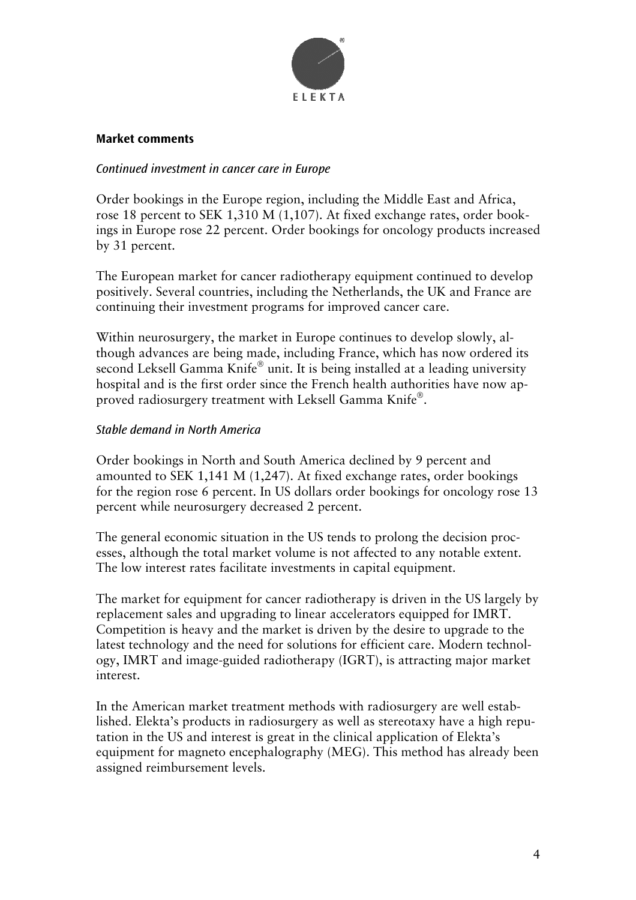## Market comments

### *Continued investment in cancer care in Europe*

Order bookings in the Europe region, including the Middle East and Africa, rose 18 percent to SEK 1,310 M (1,107). At fixed exchange rates, order bookings in Europe rose 22 percent. Order bookings for oncology products increased by 31 percent.

The European market for cancer radiotherapy equipment continued to develop positively. Several countries, including the Netherlands, the UK and France are continuing their investment programs for improved cancer care.

Within neurosurgery, the market in Europe continues to develop slowly, although advances are being made, including France, which has now ordered its second Leksell Gamma Knife® unit. It is being installed at a leading university hospital and is the first order since the French health authorities have now approved radiosurgery treatment with Leksell Gamma Knife®.

### *Stable demand in North America*

Order bookings in North and South America declined by 9 percent and amounted to SEK 1,141 M (1,247). At fixed exchange rates, order bookings for the region rose 6 percent. In US dollars order bookings for oncology rose 13 percent while neurosurgery decreased 2 percent.

The general economic situation in the US tends to prolong the decision processes, although the total market volume is not affected to any notable extent. The low interest rates facilitate investments in capital equipment.

The market for equipment for cancer radiotherapy is driven in the US largely by replacement sales and upgrading to linear accelerators equipped for IMRT. Competition is heavy and the market is driven by the desire to upgrade to the latest technology and the need for solutions for efficient care. Modern technology, IMRT and image-guided radiotherapy (IGRT), is attracting major market interest.

In the American market treatment methods with radiosurgery are well established. Elekta's products in radiosurgery as well as stereotaxy have a high reputation in the US and interest is great in the clinical application of Elekta's equipment for magneto encephalography (MEG). This method has already been assigned reimbursement levels.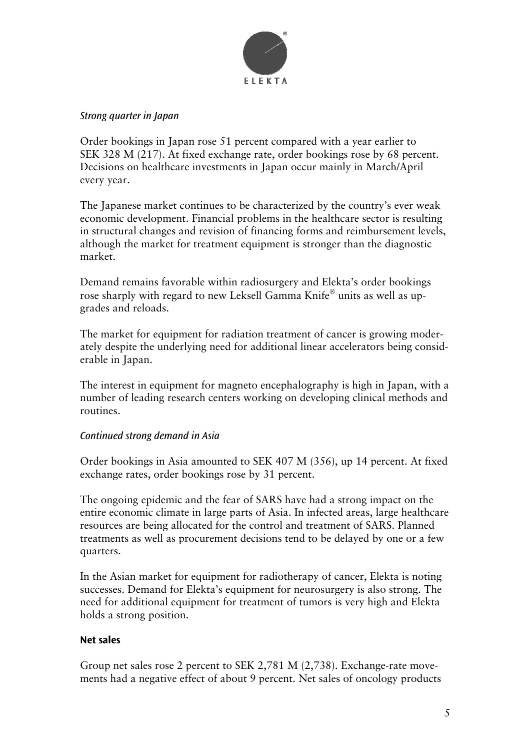*Strong quarter in Japan*

Order bookings in Japan rose 51 percent compared with a year earlier to SEK 328 M (217). At fixed exchange rate, order bookings rose by 68 percent. Decisions on healthcare investments in Japan occur mainly in March/April every year.

The Japanese market continues to be characterized by the country's ever weak economic development. Financial problems in the healthcare sector is resulting in structural changes and revision of financing forms and reimbursement levels, although the market for treatment equipment is stronger than the diagnostic market.

Demand remains favorable within radiosurgery and Elekta's order bookings rose sharply with regard to new Leksell Gamma Knife® units as well as upgrades and reloads.

The market for equipment for radiation treatment of cancer is growing moderately despite the underlying need for additional linear accelerators being considerable in Japan.

The interest in equipment for magneto encephalography is high in Japan, with a number of leading research centers working on developing clinical methods and routines.

*Continued strong demand in Asia*

Order bookings in Asia amounted to SEK 407 M (356), up 14 percent. At fixed exchange rates, order bookings rose by 31 percent.

The ongoing epidemic and the fear of SARS have had a strong impact on the entire economic climate in large parts of Asia. In infected areas, large healthcare resources are being allocated for the control and treatment of SARS. Planned treatments as well as procurement decisions tend to be delayed by one or a few quarters.

In the Asian market for equipment for radiotherapy of cancer, Elekta is noting successes. Demand for Elekta's equipment for neurosurgery is also strong. The need for additional equipment for treatment of tumors is very high and Elekta holds a strong position.

**Net sales**

Group net sales rose 2 percent to SEK 2,781 M (2,738). Exchange-rate movements had a negative effect of about 9 percent. Net sales of oncology products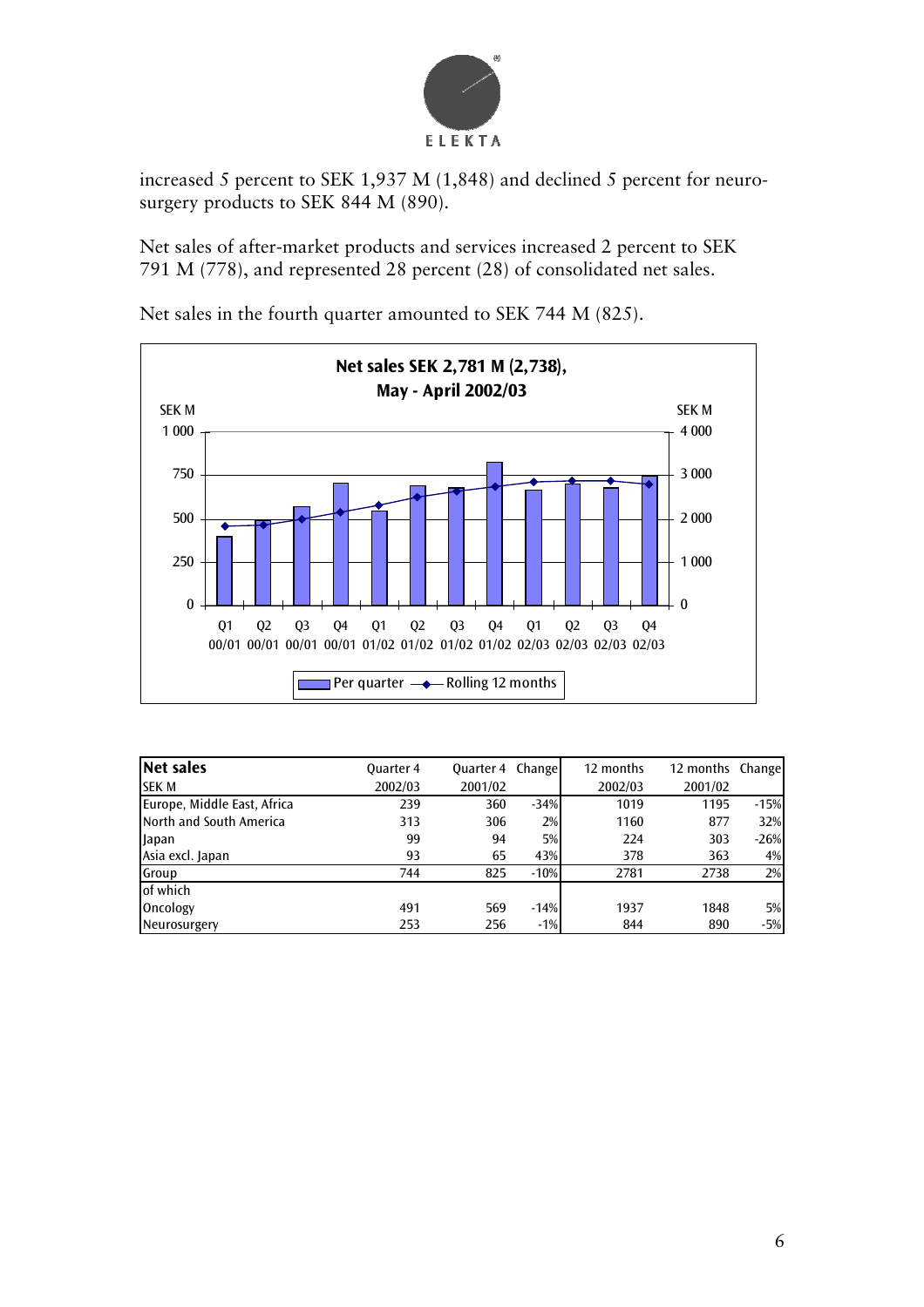increased 5 percent to SEK 1,937 M (1,848) and declined 5 percent for neurosurgery products to SEK 844 M (890).

Net sales of after-market products and services increased 2 percent to SEK 791 M (778), and represented 28 percent (28) of consolidated net sales.

Net sales in the fourth quarter amounted to SEK 744 M (825).

**Net sales SEK 2,781 M (2,738), May - April 2002/03**

| Net sales<br>SEK M | Quarter 4<br>2002/03 | Quarter 4<br>2001/02 | Change | 12 months<br>2002/03 | 12 months<br>2001/02 | Change |
|---|---|---|---|---|---|---|
| Europe, Middle East, Africa | 239 | 360 | -34% | 1019 | 1195 | -15% |
| North and South America | 313 | 306 | 2% | 1160 | 877 | 32% |
| Japan | 99 | 94 | 5% | 224 | 303 | -26% |
| Asia excl. Japan | 93 | 65 | 43% | 378 | 363 | 4% |
| Group | 744 | 825 | -10% | 2781 | 2738 | 2% |
| of which | | | | | | |
| Oncology | 491 | 569 | -14% | 1937 | 1848 | 5% |
| Neurosurgery | 253 | 256 | -1% | 844 | 890 | -5% |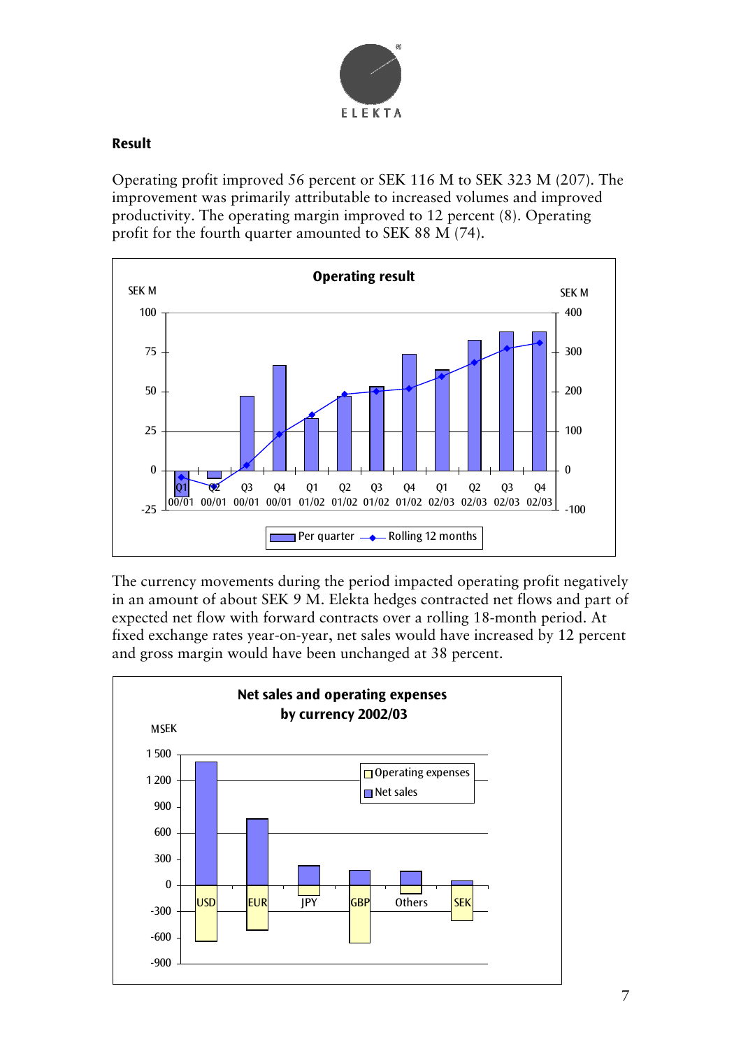## Result

Operating profit improved 56 percent or SEK 116 M to SEK 323 M (207). The improvement was primarily attributable to increased volumes and improved productivity. The operating margin improved to 12 percent (8). Operating profit for the fourth quarter amounted to SEK 88 M (74).

**Operating result**

The currency movements during the period impacted operating profit negatively in an amount of about SEK 9 M. Elekta hedges contracted net flows and part of expected net flow with forward contracts over a rolling 18-month period. At fixed exchange rates year-on-year, net sales would have increased by 12 percent and gross margin would have been unchanged at 38 percent.

**Net sales and operating expenses by currency 2002/03**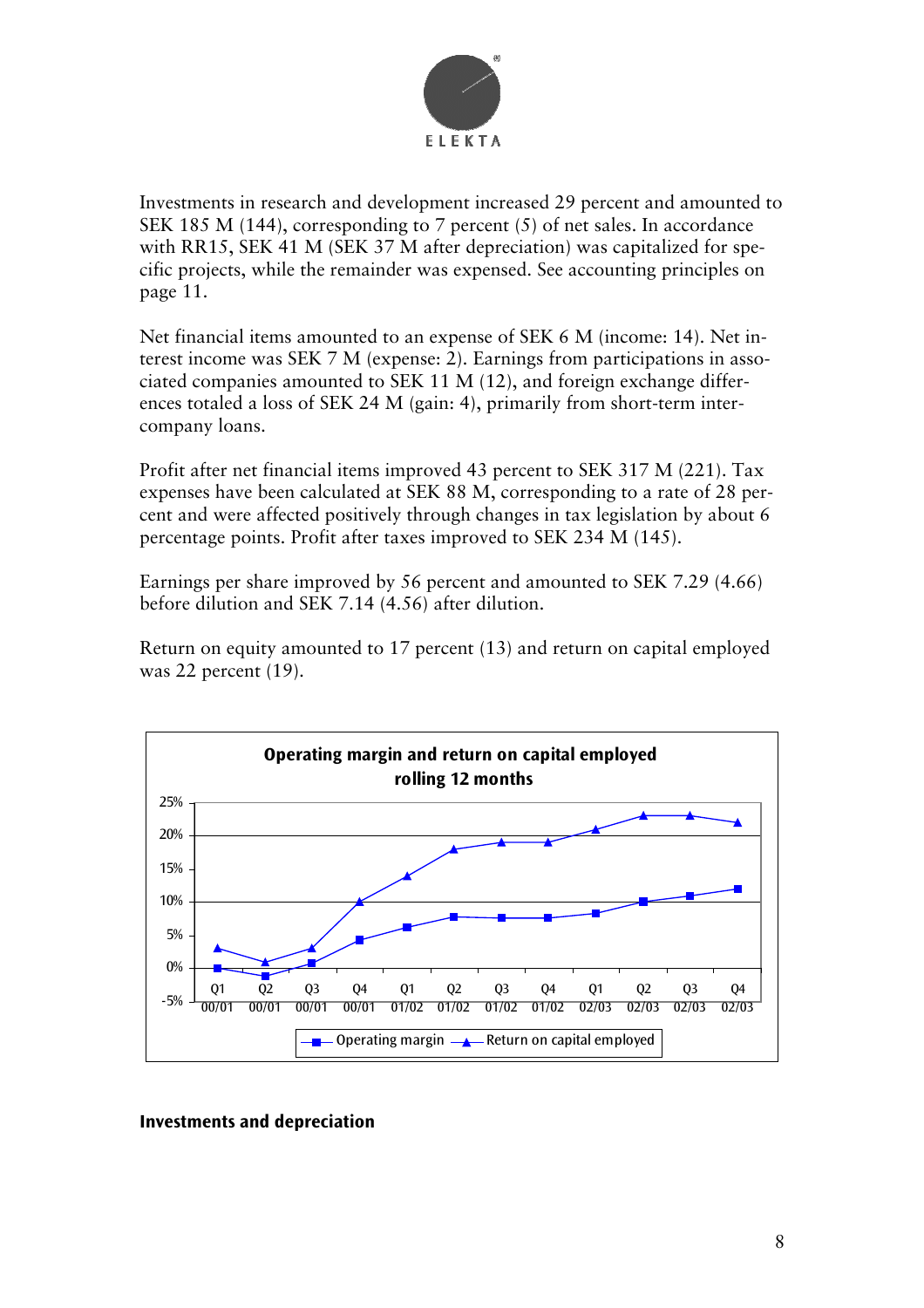Investments in research and development increased 29 percent and amounted to SEK 185 M (144), corresponding to 7 percent (5) of net sales. In accordance with RR15, SEK 41 M (SEK 37 M after depreciation) was capitalized for specific projects, while the remainder was expensed. See accounting principles on page 11.

Net financial items amounted to an expense of SEK 6 M (income: 14). Net interest income was SEK 7 M (expense: 2). Earnings from participations in associated companies amounted to SEK 11 M (12), and foreign exchange differences totaled a loss of SEK 24 M (gain: 4), primarily from short-term intercompany loans.

Profit after net financial items improved 43 percent to SEK 317 M (221). Tax expenses have been calculated at SEK 88 M, corresponding to a rate of 28 percent and were affected positively through changes in tax legislation by about 6 percentage points. Profit after taxes improved to SEK 234 M (145).

Earnings per share improved by 56 percent and amounted to SEK 7.29 (4.66) before dilution and SEK 7.14 (4.56) after dilution.

Return on equity amounted to 17 percent (13) and return on capital employed was 22 percent (19).

**Operating margin and return on capital employed rolling 12 months**

**Investments and depreciation**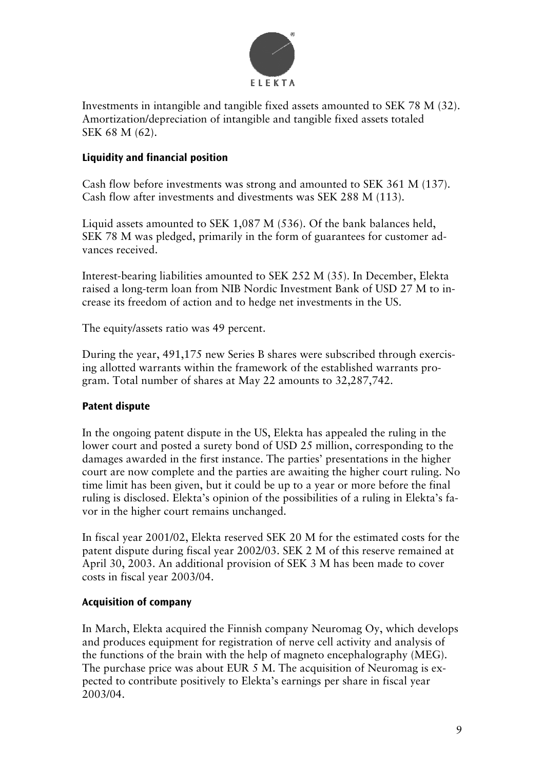Investments in intangible and tangible fixed assets amounted to SEK 78 M (32). Amortization/depreciation of intangible and tangible fixed assets totaled SEK 68 M (62).

## Liquidity and financial position

Cash flow before investments was strong and amounted to SEK 361 M (137). Cash flow after investments and divestments was SEK 288 M (113).

Liquid assets amounted to SEK 1,087 M (536). Of the bank balances held, SEK 78 M was pledged, primarily in the form of guarantees for customer advances received.

Interest-bearing liabilities amounted to SEK 252 M (35). In December, Elekta raised a long-term loan from NIB Nordic Investment Bank of USD 27 M to increase its freedom of action and to hedge net investments in the US.

The equity/assets ratio was 49 percent.

During the year, 491,175 new Series B shares were subscribed through exercising allotted warrants within the framework of the established warrants program. Total number of shares at May 22 amounts to 32,287,742.

## Patent dispute

In the ongoing patent dispute in the US, Elekta has appealed the ruling in the lower court and posted a surety bond of USD 25 million, corresponding to the damages awarded in the first instance. The parties' presentations in the higher court are now complete and the parties are awaiting the higher court ruling. No time limit has been given, but it could be up to a year or more before the final ruling is disclosed. Elekta's opinion of the possibilities of a ruling in Elekta's favor in the higher court remains unchanged.

In fiscal year 2001/02, Elekta reserved SEK 20 M for the estimated costs for the patent dispute during fiscal year 2002/03. SEK 2 M of this reserve remained at April 30, 2003. An additional provision of SEK 3 M has been made to cover costs in fiscal year 2003/04.

## Acquisition of company

In March, Elekta acquired the Finnish company Neuromag Oy, which develops and produces equipment for registration of nerve cell activity and analysis of the functions of the brain with the help of magneto encephalography (MEG). The purchase price was about EUR 5 M. The acquisition of Neuromag is expected to contribute positively to Elekta's earnings per share in fiscal year 2003/04.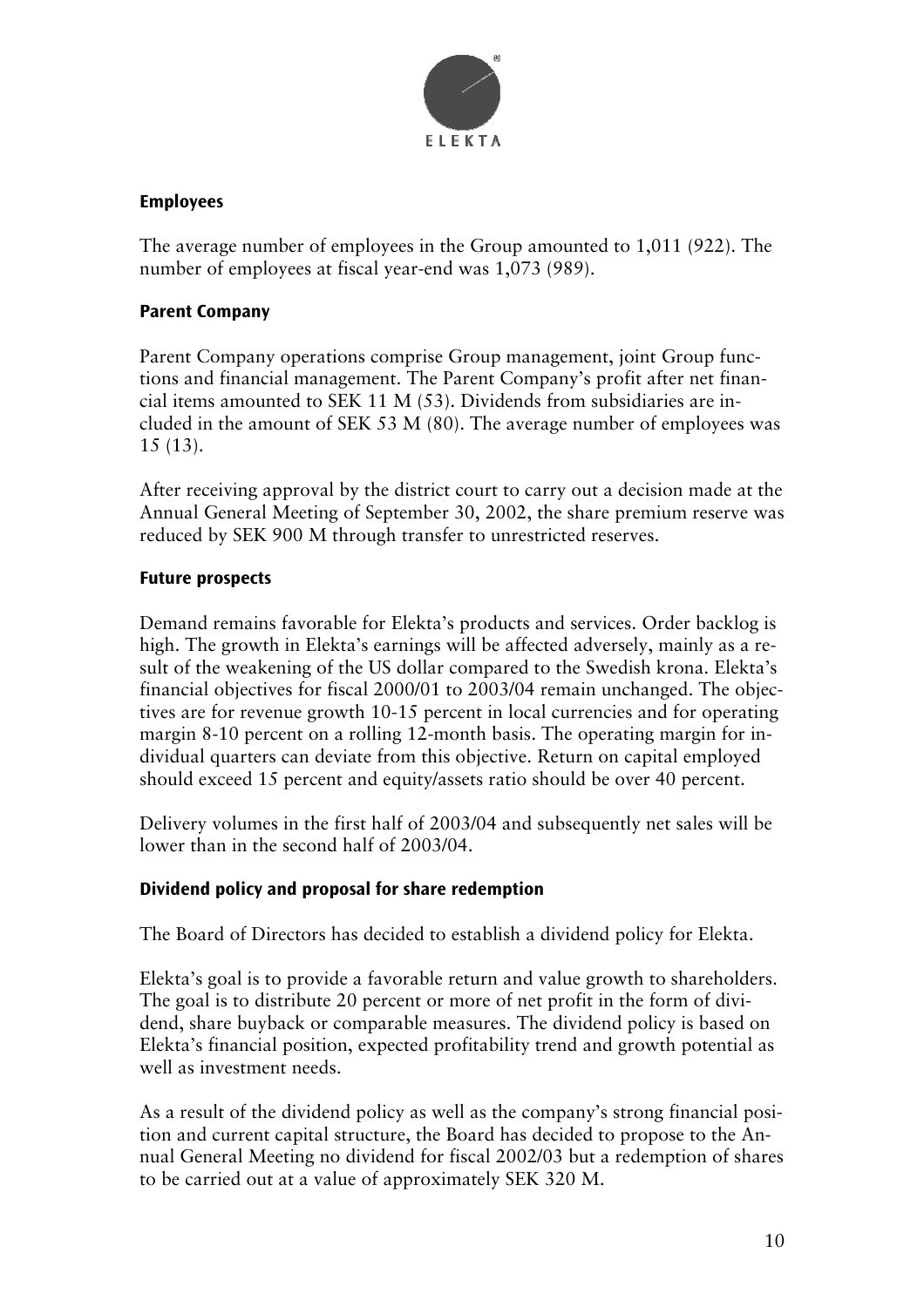## Employees

The average number of employees in the Group amounted to 1,011 (922). The number of employees at fiscal year-end was 1,073 (989).

## Parent Company

Parent Company operations comprise Group management, joint Group functions and financial management. The Parent Company's profit after net financial items amounted to SEK 11 M (53). Dividends from subsidiaries are included in the amount of SEK 53 M (80). The average number of employees was 15 (13).

After receiving approval by the district court to carry out a decision made at the Annual General Meeting of September 30, 2002, the share premium reserve was reduced by SEK 900 M through transfer to unrestricted reserves.

## Future prospects

Demand remains favorable for Elekta's products and services. Order backlog is high. The growth in Elekta's earnings will be affected adversely, mainly as a result of the weakening of the US dollar compared to the Swedish krona. Elekta's financial objectives for fiscal 2000/01 to 2003/04 remain unchanged. The objectives are for revenue growth 10-15 percent in local currencies and for operating margin 8-10 percent on a rolling 12-month basis. The operating margin for individual quarters can deviate from this objective. Return on capital employed should exceed 15 percent and equity/assets ratio should be over 40 percent.

Delivery volumes in the first half of 2003/04 and subsequently net sales will be lower than in the second half of 2003/04.

## Dividend policy and proposal for share redemption

The Board of Directors has decided to establish a dividend policy for Elekta.

Elekta's goal is to provide a favorable return and value growth to shareholders. The goal is to distribute 20 percent or more of net profit in the form of dividend, share buyback or comparable measures. The dividend policy is based on Elekta's financial position, expected profitability trend and growth potential as well as investment needs.

As a result of the dividend policy as well as the company's strong financial position and current capital structure, the Board has decided to propose to the Annual General Meeting no dividend for fiscal 2002/03 but a redemption of shares to be carried out at a value of approximately SEK 320 M.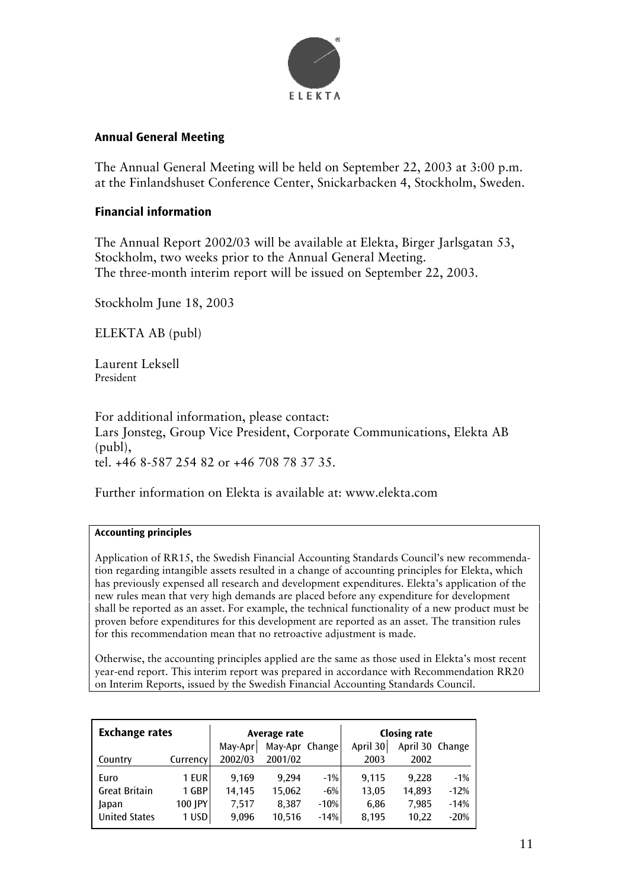ELEKTA

## Annual General Meeting

The Annual General Meeting will be held on September 22, 2003 at 3:00 p.m. at the Finlandshuset Conference Center, Snickarbacken 4, Stockholm, Sweden.

## Financial information

The Annual Report 2002/03 will be available at Elekta, Birger Jarlsgatan 53, Stockholm, two weeks prior to the Annual General Meeting.
The three-month interim report will be issued on September 22, 2003.

Stockholm June 18, 2003

ELEKTA AB (publ)

Laurent Leksell
President

For additional information, please contact:
Lars Jonsteg, Group Vice President, Corporate Communications, Elekta AB (publ),
tel. +46 8-587 254 82 or +46 708 78 37 35.

Further information on Elekta is available at: www.elekta.com

### Accounting principles

Application of RR15, the Swedish Financial Accounting Standards Council's new recommendation regarding intangible assets resulted in a change of accounting principles for Elekta, which has previously expensed all research and development expenditures. Elekta's application of the new rules mean that very high demands are placed before any expenditure for development shall be reported as an asset. For example, the technical functionality of a new product must be proven before expenditures for this development are reported as an asset. The transition rules for this recommendation mean that no retroactive adjustment is made.

Otherwise, the accounting principles applied are the same as those used in Elekta's most recent year-end report. This interim report was prepared in accordance with Recommendation RR20 on Interim Reports, issued by the Swedish Financial Accounting Standards Council.

| **Exchange rates** | | Average rate | | | Closing rate | | |
|---|---|---|---|---|---|---|---|
| | | May-Apr | May-Apr | Change | April 30 | April 30 | Change |
| Country | Currency | 2002/03 | 2001/02 | | 2003 | 2002 | |
| Euro | 1 EUR | 9,169 | 9,294 | -1% | 9,115 | 9,228 | -1% |
| Great Britain | 1 GBP | 14,145 | 15,062 | -6% | 13,05 | 14,893 | -12% |
| Japan | 100 JPY | 7,517 | 8,387 | -10% | 6,86 | 7,985 | -14% |
| United States | 1 USD | 9,096 | 10,516 | -14% | 8,195 | 10,22 | -20% |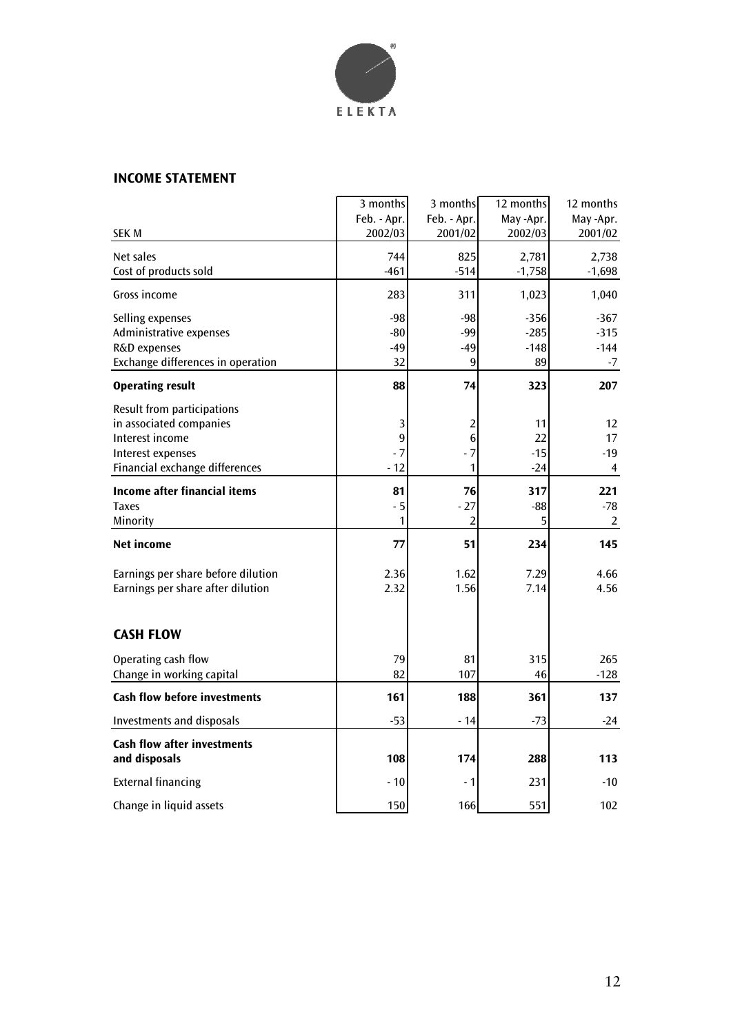ELEKTA

## INCOME STATEMENT

| SEK M | 3 months Feb. - Apr. 2002/03 | 3 months Feb. - Apr. 2001/02 | 12 months May -Apr. 2002/03 | 12 months May -Apr. 2001/02 |
|---|---|---|---|---|
| Net sales | 744 | 825 | 2,781 | 2,738 |
| Cost of products sold | -461 | -514 | -1,758 | -1,698 |
| Gross income | 283 | 311 | 1,023 | 1,040 |
| Selling expenses | -98 | -98 | -356 | -367 |
| Administrative expenses | -80 | -99 | -285 | -315 |
| R&D expenses | -49 | -49 | -148 | -144 |
| Exchange differences in operation | 32 | 9 | 89 | -7 |
| **Operating result** | **88** | **74** | **323** | **207** |
| Result from participations in associated companies | 3 | 2 | 11 | 12 |
| Interest income | 9 | 6 | 22 | 17 |
| Interest expenses | - 7 | - 7 | -15 | -19 |
| Financial exchange differences | - 12 | 1 | -24 | 4 |
| **Income after financial items** | **81** | **76** | **317** | **221** |
| Taxes | - 5 | - 27 | -88 | -78 |
| Minority | 1 | 2 | 5 | 2 |
| **Net income** | **77** | **51** | **234** | **145** |
| Earnings per share before dilution | 2.36 | 1.62 | 7.29 | 4.66 |
| Earnings per share after dilution | 2.32 | 1.56 | 7.14 | 4.56 |

## CASH FLOW

| SEK M | 3 months Feb. - Apr. 2002/03 | 3 months Feb. - Apr. 2001/02 | 12 months May -Apr. 2002/03 | 12 months May -Apr. 2001/02 |
|---|---|---|---|---|
| Operating cash flow | 79 | 81 | 315 | 265 |
| Change in working capital | 82 | 107 | 46 | -128 |
| **Cash flow before investments** | **161** | **188** | **361** | **137** |
| Investments and disposals | -53 | - 14 | -73 | -24 |
| **Cash flow after investments and disposals** | **108** | **174** | **288** | **113** |
| External financing | - 10 | - 1 | 231 | -10 |
| Change in liquid assets | 150 | 166 | 551 | 102 |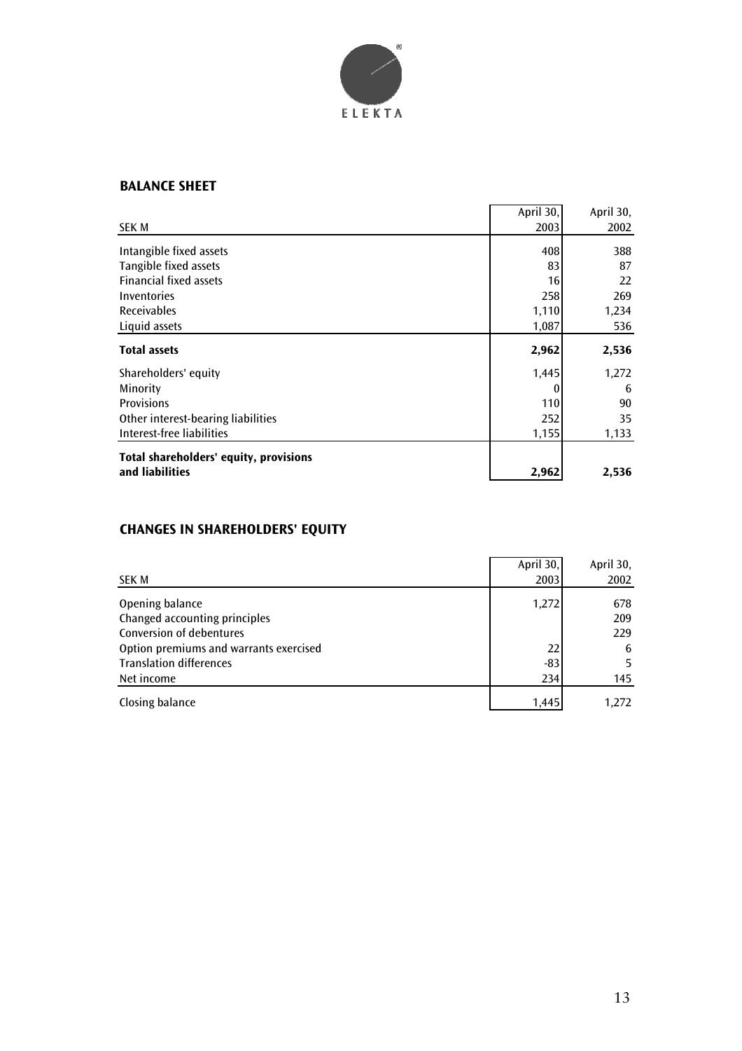## BALANCE SHEET

| SEK M | April 30, 2003 | April 30, 2002 |
|---|---|---|
| Intangible fixed assets | 408 | 388 |
| Tangible fixed assets | 83 | 87 |
| Financial fixed assets | 16 | 22 |
| Inventories | 258 | 269 |
| Receivables | 1,110 | 1,234 |
| Liquid assets | 1,087 | 536 |
| **Total assets** | **2,962** | **2,536** |
| Shareholders' equity | 1,445 | 1,272 |
| Minority | 0 | 6 |
| Provisions | 110 | 90 |
| Other interest-bearing liabilities | 252 | 35 |
| Interest-free liabilities | 1,155 | 1,133 |
| **Total shareholders' equity, provisions and liabilities** | **2,962** | **2,536** |

## CHANGES IN SHAREHOLDERS' EQUITY

| SEK M | April 30, 2003 | April 30, 2002 |
|---|---|---|
| Opening balance | 1,272 | 678 |
| Changed accounting principles | | 209 |
| Conversion of debentures | | 229 |
| Option premiums and warrants exercised | 22 | 6 |
| Translation differences | -83 | 5 |
| Net income | 234 | 145 |
| Closing balance | 1,445 | 1,272 |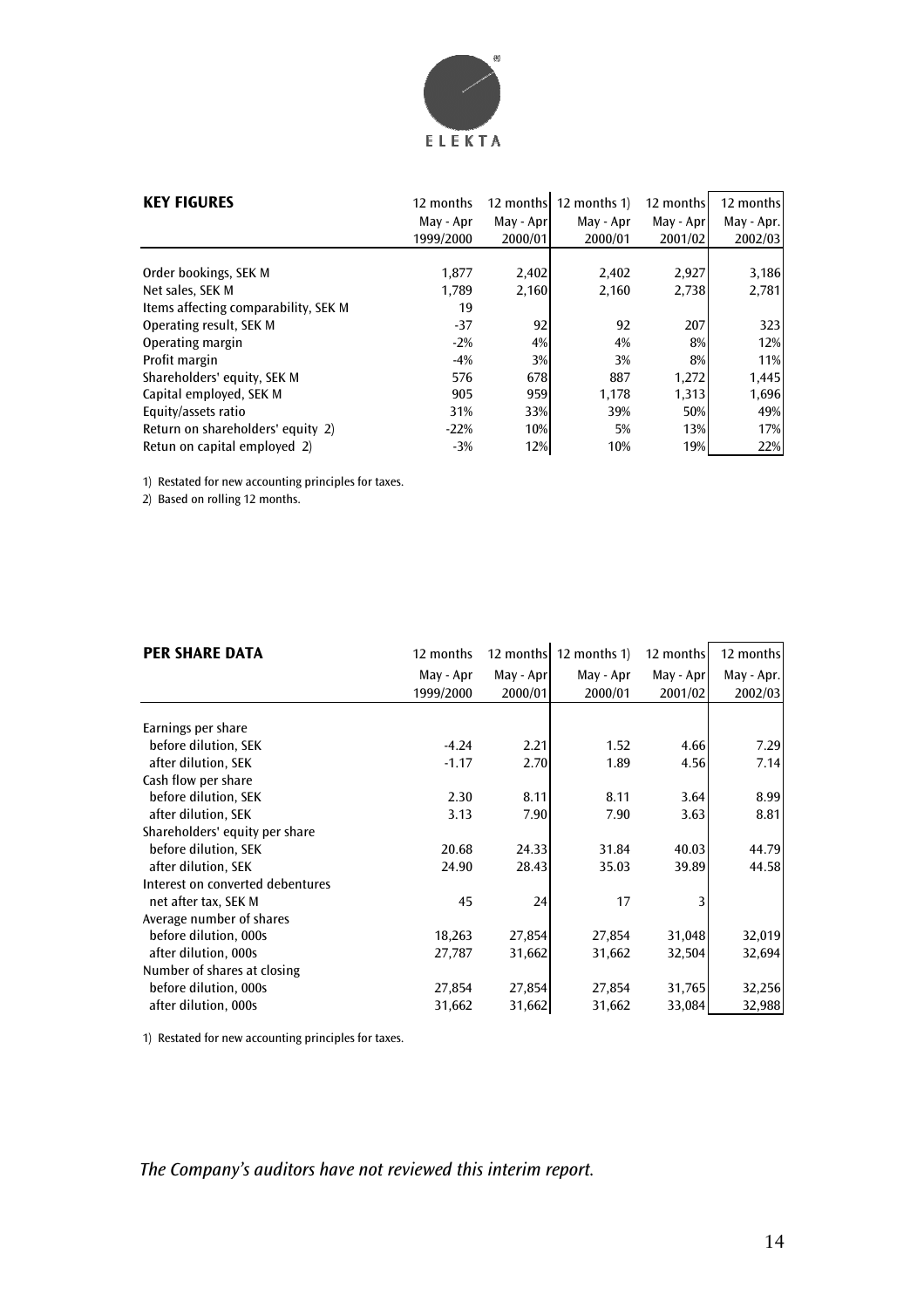ELEKTA

| KEY FIGURES | 12 months May - Apr 1999/2000 | 12 months May - Apr 2000/01 | 12 months 1) May - Apr 2000/01 | 12 months May - Apr 2001/02 | 12 months May - Apr. 2002/03 |
|---|---|---|---|---|---|
| Order bookings, SEK M | 1,877 | 2,402 | 2,402 | 2,927 | 3,186 |
| Net sales, SEK M | 1,789 | 2,160 | 2,160 | 2,738 | 2,781 |
| Items affecting comparability, SEK M | 19 | | | | |
| Operating result, SEK M | -37 | 92 | 92 | 207 | 323 |
| Operating margin | -2% | 4% | 4% | 8% | 12% |
| Profit margin | -4% | 3% | 3% | 8% | 11% |
| Shareholders' equity, SEK M | 576 | 678 | 887 | 1,272 | 1,445 |
| Capital employed, SEK M | 905 | 959 | 1,178 | 1,313 | 1,696 |
| Equity/assets ratio | 31% | 33% | 39% | 50% | 49% |
| Return on shareholders' equity 2) | -22% | 10% | 5% | 13% | 17% |
| Retun on capital employed 2) | -3% | 12% | 10% | 19% | 22% |

1) Restated for new accounting principles for taxes.

2) Based on rolling 12 months.

| PER SHARE DATA | 12 months May - Apr 1999/2000 | 12 months May - Apr 2000/01 | 12 months 1) May - Apr 2000/01 | 12 months May - Apr 2001/02 | 12 months May - Apr. 2002/03 |
|---|---|---|---|---|---|
| Earnings per share | | | | | |
| before dilution, SEK | -4.24 | 2.21 | 1.52 | 4.66 | 7.29 |
| after dilution, SEK | -1.17 | 2.70 | 1.89 | 4.56 | 7.14 |
| Cash flow per share | | | | | |
| before dilution, SEK | 2.30 | 8.11 | 8.11 | 3.64 | 8.99 |
| after dilution, SEK | 3.13 | 7.90 | 7.90 | 3.63 | 8.81 |
| Shareholders' equity per share | | | | | |
| before dilution, SEK | 20.68 | 24.33 | 31.84 | 40.03 | 44.79 |
| after dilution, SEK | 24.90 | 28.43 | 35.03 | 39.89 | 44.58 |
| Interest on converted debentures | | | | | |
| net after tax, SEK M | 45 | 24 | 17 | 3 | |
| Average number of shares | | | | | |
| before dilution, 000s | 18,263 | 27,854 | 27,854 | 31,048 | 32,019 |
| after dilution, 000s | 27,787 | 31,662 | 31,662 | 32,504 | 32,694 |
| Number of shares at closing | | | | | |
| before dilution, 000s | 27,854 | 27,854 | 27,854 | 31,765 | 32,256 |
| after dilution, 000s | 31,662 | 31,662 | 31,662 | 33,084 | 32,988 |

1) Restated for new accounting principles for taxes.

*The Company's auditors have not reviewed this interim report.*